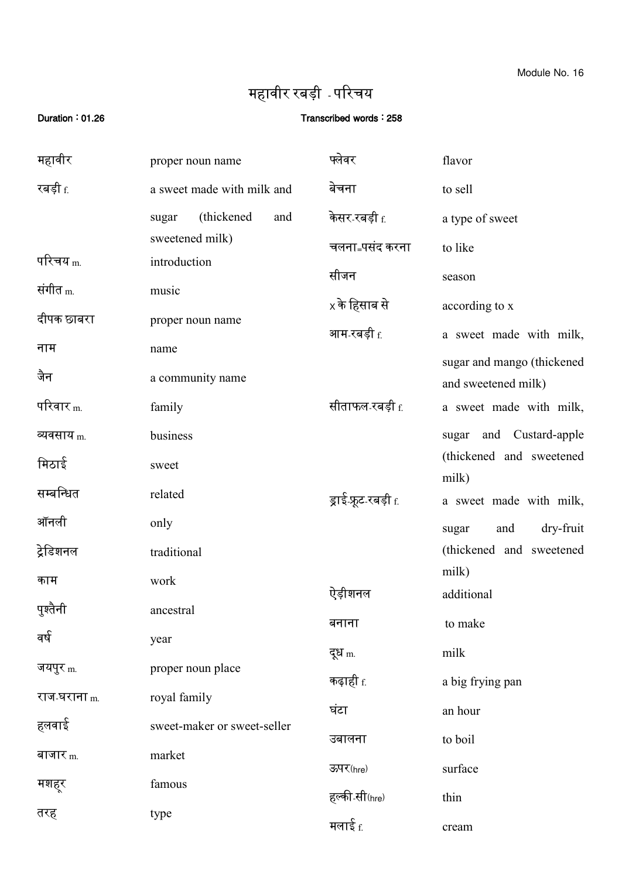Module No. 16

# महावीर रबड़ी - परिचय

**Duration : 01.26** **Transcribed words : 258**

| | |
|---|---|
| महावीर | proper noun name |
| रबड़ी f. | a sweet made with milk and sugar (thickened and sweetened milk) |
| परिचय m. | introduction |
| संगीत m. | music |
| दीपक छाबरा | proper noun name |
| नाम | name |
| जैन | a community name |
| परिवार m. | family |
| व्यवसाय m. | business |
| मिठाई | sweet |
| सम्बन्धित | related |
| ऑनली | only |
| ट्रेडिशनल | traditional |
| काम | work |
| पुश्तैनी | ancestral |
| वर्ष | year |
| जयपुर m. | proper noun place |
| राज-घराना m. | royal family |
| हलवाई | sweet-maker or sweet-seller |
| बाजार m. | market |
| मशहूर | famous |
| तरह | type |
| फ्लेवर | flavor |
| बेचना | to sell |
| केसर-रबड़ी f. | a type of sweet |
| चलना=पसंद करना | to like |
| सीजन | season |
| x के हिसाब से | according to x |
| आम-रबड़ी f. | a sweet made with milk, sugar and mango (thickened and sweetened milk) |
| सीताफल-रबड़ी f. | a sweet made with milk, sugar and Custard-apple (thickened and sweetened milk) |
| ड्राई-फ्रूट-रबड़ी f. | a sweet made with milk, sugar and dry-fruit (thickened and sweetened milk) |
| ऐड़ीशनल | additional |
| बनाना | to make |
| दूध m. | milk |
| कढ़ाही f. | a big frying pan |
| घंटा | an hour |
| उबालना | to boil |
| ऊपर(hre) | surface |
| हल्की-सी(hre) | thin |
| मलाई f. | cream |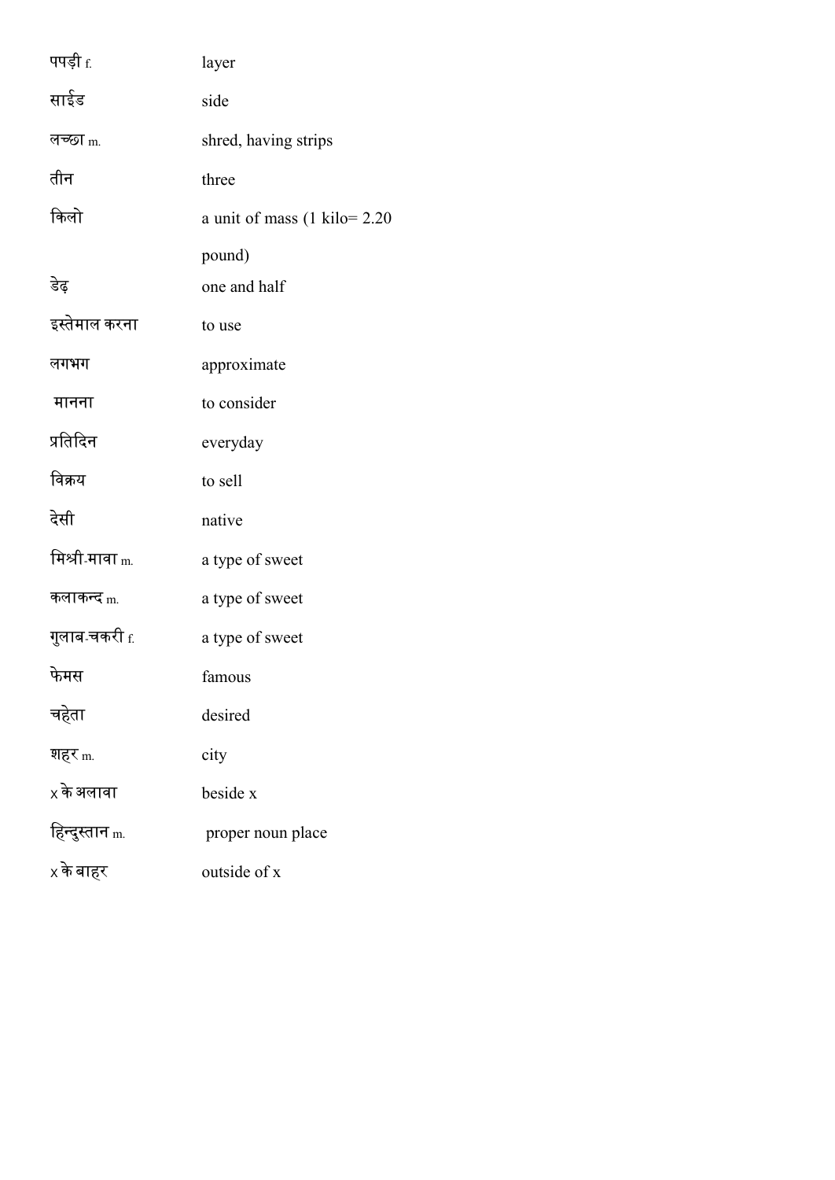| | |
|---|---|
| पपड़ी f. | layer |
| साईड | side |
| लच्छा m. | shred, having strips |
| तीन | three |
| किलो | a unit of mass (1 kilo= 2.20 pound) |
| डेढ़ | one and half |
| इस्तेमाल करना | to use |
| लगभग | approximate |
| मानना | to consider |
| प्रतिदिन | everyday |
| विक्रय | to sell |
| देसी | native |
| मिश्री-मावा m. | a type of sweet |
| कलाकन्द m. | a type of sweet |
| गुलाब-चकरी f. | a type of sweet |
| फेमस | famous |
| चहेता | desired |
| शहर m. | city |
| x के अलावा | beside x |
| हिन्दुस्तान m. | proper noun place |
| x के बाहर | outside of x |